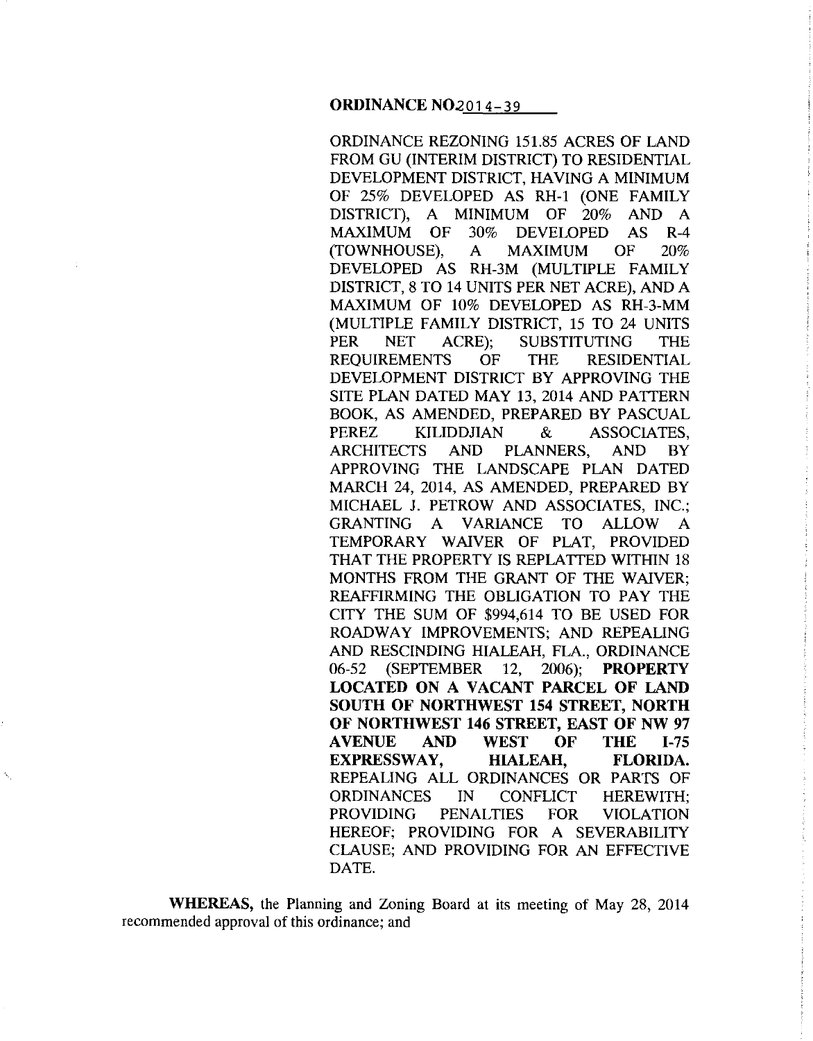**ORDINANCE NO.2014-39**

ORDINANCE REZONING 151.85 ACRES OF LAND FROM GU (INTERIM DISTRICT) TO RESIDENTIAL DEVELOPMENT DISTRICT, HAVING A MINIMUM OF 25% DEVELOPED AS RH-1 (ONE FAMILY DISTRICT), A MINIMUM OF 20% AND A MAXIMUM OF 30% DEVELOPED AS R-4 (TOWNHOUSE), A MAXIMUM OF 20% DEVELOPED AS RH-3M (MULTIPLE FAMILY DISTRICT, 8 TO 14 UNITS PER NET ACRE), AND A MAXIMUM OF 10% DEVELOPED AS RH-3-MM (MULTIPLE FAMILY DISTRICT, 15 TO 24 UNITS PER NET ACRE); SUBSTITUTING THE REQUIREMENTS OF THE RESIDENTIAL DEVELOPMENT DISTRICT BY APPROVING THE SITE PLAN DATED MAY 13, 2014 AND PATTERN BOOK, AS AMENDED, PREPARED BY PASCUAL PEREZ KILIDDJIAN & ASSOCIATES, ARCHITECTS AND PLANNERS, AND BY APPROVING THE LANDSCAPE PLAN DATED MARCH 24, 2014, AS AMENDED, PREPARED BY MICHAEL J. PETROW AND ASSOCIATES, INC.; GRANTING A VARIANCE TO ALLOW A TEMPORARY WAIVER OF PLAT, PROVIDED THAT THE PROPERTY IS REPLATTED WITHIN 18 MONTHS FROM THE GRANT OF THE WAIVER; REAFFIRMING THE OBLIGATION TO PAY THE CITY THE SUM OF $994,614 TO BE USED FOR ROADWAY IMPROVEMENTS; AND REPEALING AND RESCINDING HIALEAH, FLA., ORDINANCE 06-52 (SEPTEMBER 12, 2006); **PROPERTY LOCATED ON A VACANT PARCEL OF LAND SOUTH OF NORTHWEST 154 STREET, NORTH OF NORTHWEST 146 STREET, EAST OF NW 97 AVENUE AND WEST OF THE I-75 EXPRESSWAY, HIALEAH, FLORIDA.** REPEALING ALL ORDINANCES OR PARTS OF ORDINANCES IN CONFLICT HEREWITH; PROVIDING PENALTIES FOR VIOLATION HEREOF; PROVIDING FOR A SEVERABILITY CLAUSE; AND PROVIDING FOR AN EFFECTIVE DATE.

**WHEREAS,** the Planning and Zoning Board at its meeting of May 28, 2014 recommended approval of this ordinance; and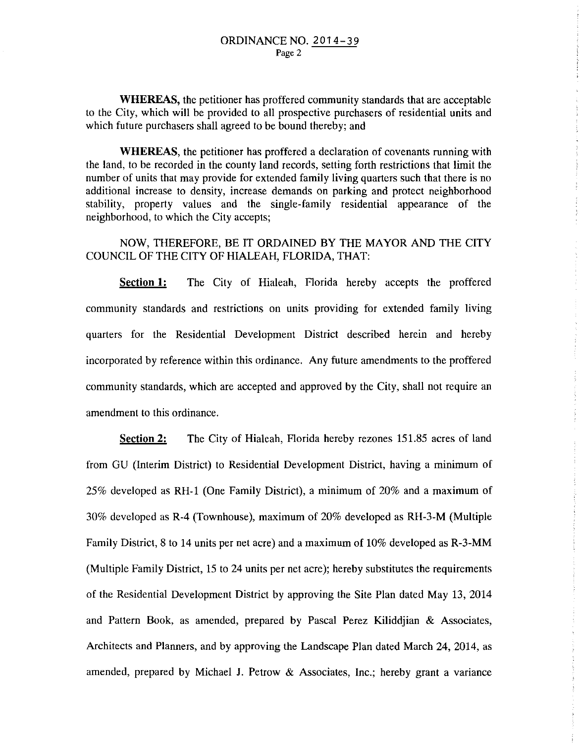**WHEREAS,** the petitioner has proffered community standards that are acceptable to the City, which will be provided to all prospective purchasers of residential units and which future purchasers shall agreed to be bound thereby; and

**WHEREAS,** the petitioner has proffered a declaration of covenants running with the land, to be recorded in the county land records, setting forth restrictions that limit the number of units that may provide for extended family living quarters such that there is no additional increase to density, increase demands on parking and protect neighborhood stability, property values and the single-family residential appearance of the neighborhood, to which the City accepts;

NOW, THEREFORE, BE IT ORDAINED BY THE MAYOR AND THE CITY COUNCIL OF THE CITY OF HIALEAH, FLORIDA, THAT:

**Section 1:** The City of Hialeah, Florida hereby accepts the proffered community standards and restrictions on units providing for extended family living quarters for the Residential Development District described herein and hereby incorporated by reference within this ordinance. Any future amendments to the proffered community standards, which are accepted and approved by the City, shall not require an amendment to this ordinance.

**Section 2:** The City of Hialeah, Florida hereby rezones 151.85 acres of land from GU (Interim District) to Residential Development District, having a minimum of 25% developed as RH-1 (One Family District), a minimum of 20% and a maximum of 30% developed as R-4 (Townhouse), maximum of 20% developed as RH-3-M (Multiple Family District, 8 to 14 units per net acre) and a maximum of 10% developed as R-3-MM (Multiple Family District, 15 to 24 units per net acre); hereby substitutes the requirements of the Residential Development District by approving the Site Plan dated May 13, 2014 and Pattern Book, as amended, prepared by Pascal Perez Kiliddjian & Associates, Architects and Planners, and by approving the Landscape Plan dated March 24, 2014, as amended, prepared by Michael J. Petrow & Associates, Inc.; hereby grant a variance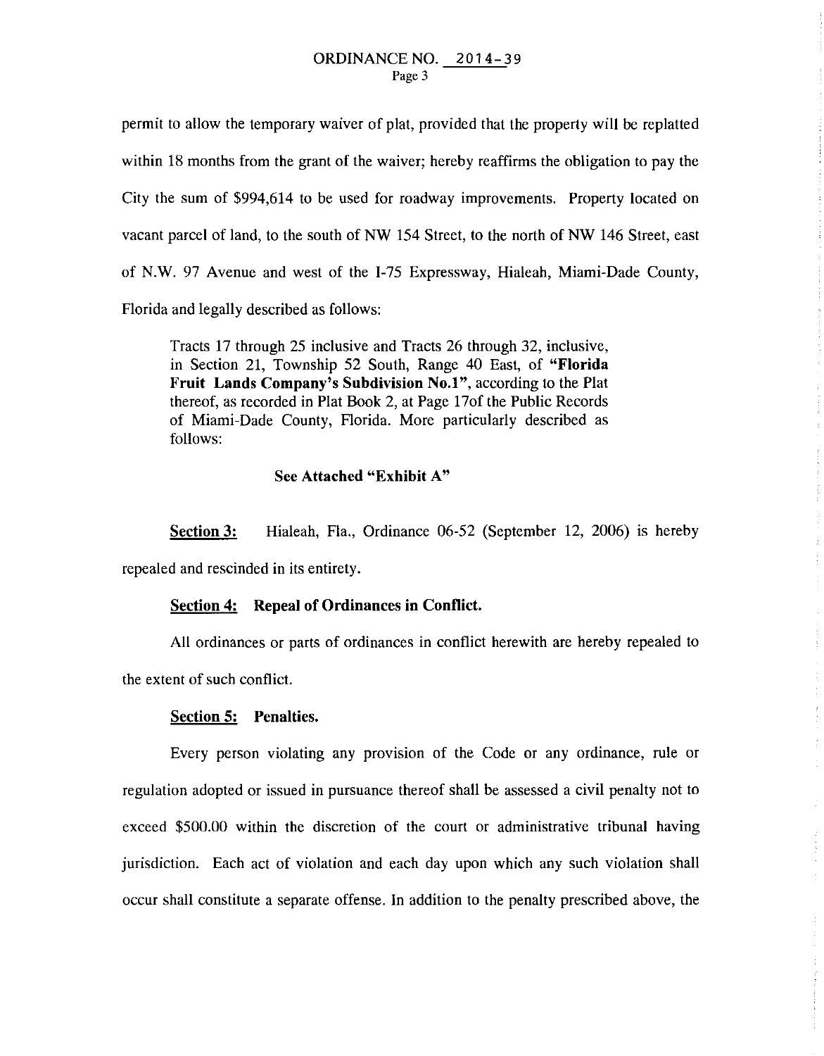permit to allow the temporary waiver of plat, provided that the property will be replatted within 18 months from the grant of the waiver; hereby reaffirms the obligation to pay the City the sum of $994,614 to be used for roadway improvements. Property located on vacant parcel of land, to the south of NW 154 Street, to the north of NW 146 Street, east of N.W. 97 Avenue and west of the I-75 Expressway, Hialeah, Miami-Dade County, Florida and legally described as follows:

> Tracts 17 through 25 inclusive and Tracts 26 through 32, inclusive, in Section 21, Township 52 South, Range 40 East, of **"Florida Fruit Lands Company's Subdivision No.1"**, according to the Plat thereof, as recorded in Plat Book 2, at Page 17of the Public Records of Miami-Dade County, Florida. More particularly described as follows:
>
> **See Attached "Exhibit A"**

**Section 3:** Hialeah, Fla., Ordinance 06-52 (September 12, 2006) is hereby repealed and rescinded in its entirety.

**Section 4: Repeal of Ordinances in Conflict.**

All ordinances or parts of ordinances in conflict herewith are hereby repealed to the extent of such conflict.

**Section 5: Penalties.**

Every person violating any provision of the Code or any ordinance, rule or regulation adopted or issued in pursuance thereof shall be assessed a civil penalty not to exceed $500.00 within the discretion of the court or administrative tribunal having jurisdiction. Each act of violation and each day upon which any such violation shall occur shall constitute a separate offense. In addition to the penalty prescribed above, the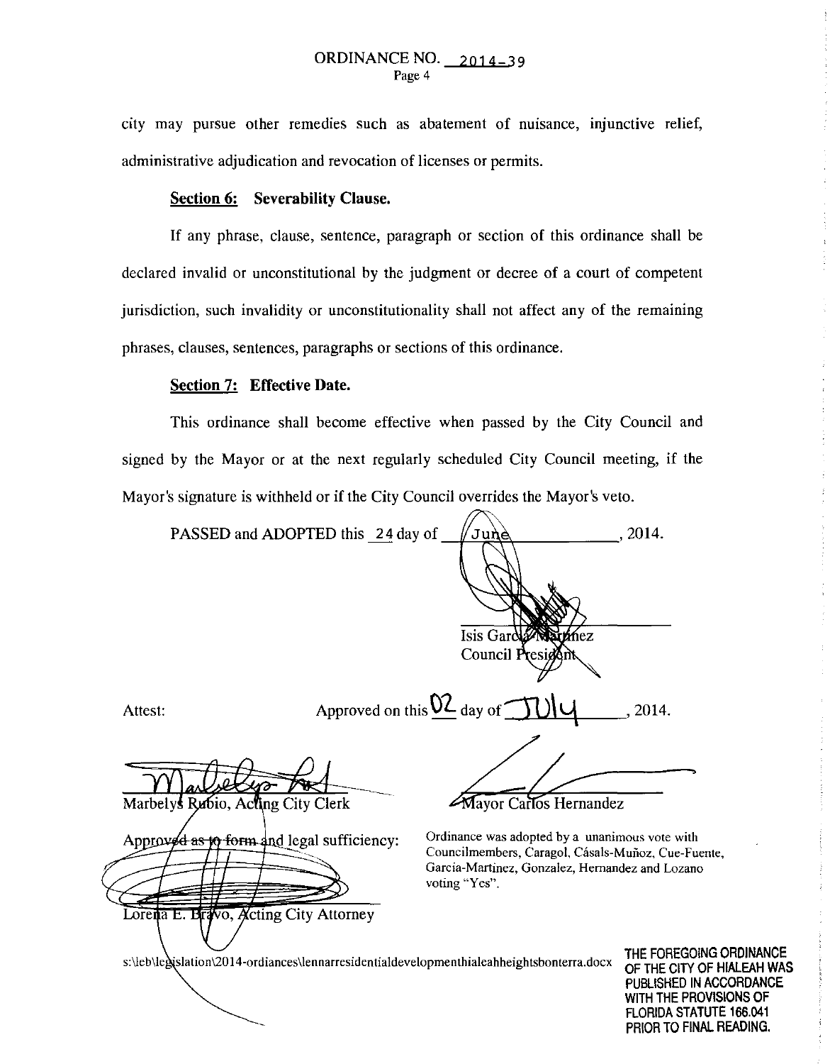ORDINANCE NO. 2014-39

city may pursue other remedies such as abatement of nuisance, injunctive relief, administrative adjudication and revocation of licenses or permits.

**Section 6: Severability Clause.**

If any phrase, clause, sentence, paragraph or section of this ordinance shall be declared invalid or unconstitutional by the judgment or decree of a court of competent jurisdiction, such invalidity or unconstitutionality shall not affect any of the remaining phrases, clauses, sentences, paragraphs or sections of this ordinance.

**Section 7: Effective Date.**

This ordinance shall become effective when passed by the City Council and signed by the Mayor or at the next regularly scheduled City Council meeting, if the Mayor's signature is withheld or if the City Council overrides the Mayor's veto.

PASSED and ADOPTED this 24 day of June, 2014.

Isis Garcia-Martinez
Council President

Attest:

Approved on this 02 day of July, 2014.

Marbelys Rubio, Acting City Clerk

Mayor Carlos Hernandez

Approved as to form and legal sufficiency:

Lorena E. Bravo, Acting City Attorney

Ordinance was adopted by a unanimous vote with Councilmembers, Caragol, Cásals-Muñoz, Cue-Fuente, Garcia-Martinez, Gonzalez, Hernandez and Lozano voting "Yes".

s:\leb\legislation\2014-ordiances\lennarresidentialdevelopmenthialeahheightsbonterra.docx

**THE FOREGOING ORDINANCE OF THE CITY OF HIALEAH WAS PUBLISHED IN ACCORDANCE WITH THE PROVISIONS OF FLORIDA STATUTE 166.041 PRIOR TO FINAL READING.**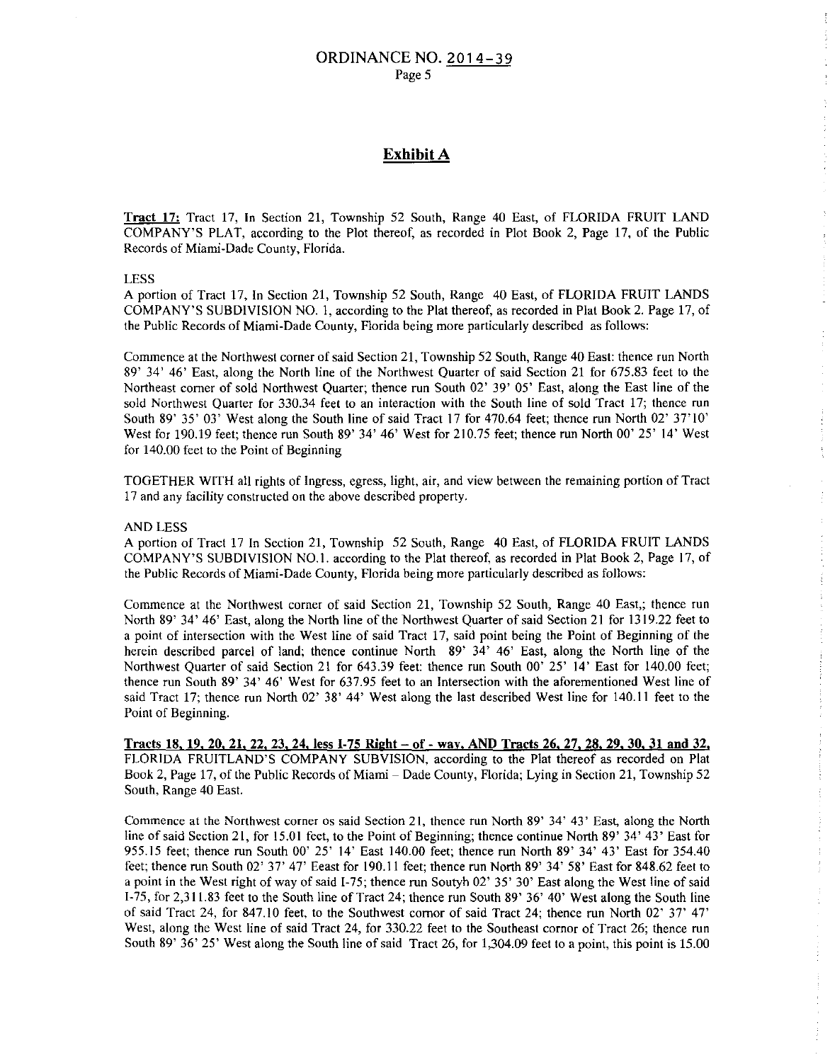## Exhibit A

**Tract 17:** Tract 17, In Section 21, Township 52 South, Range 40 East, of FLORIDA FRUIT LAND COMPANY'S PLAT, according to the Plot thereof, as recorded in Plot Book 2, Page 17, of the Public Records of Miami-Dade County, Florida.

LESS

A portion of Tract 17, In Section 21, Township 52 South, Range 40 East, of FLORIDA FRUIT LANDS COMPANY'S SUBDIVISION NO. 1, according to the Plat thereof, as recorded in Plat Book 2. Page 17, of the Public Records of Miami-Dade County, Florida being more particularly described as follows:

Commence at the Northwest corner of said Section 21, Township 52 South, Range 40 East: thence run North 89' 34' 46' East, along the North line of the Northwest Quarter of said Section 21 for 675.83 feet to the Northeast corner of sold Northwest Quarter; thence run South 02' 39' 05' East, along the East line of the sold Northwest Quarter for 330.34 feet to an interaction with the South line of sold Tract 17; thence run South 89' 35' 03' West along the South line of said Tract 17 for 470.64 feet; thence run North 02' 37'10' West for 190.19 feet; thence run South 89' 34' 46' West for 210.75 feet; thence run North 00' 25' 14' West for 140.00 feet to the Point of Beginning

TOGETHER WITH all rights of Ingress, egress, light, air, and view between the remaining portion of Tract 17 and any facility constructed on the above described property.

AND LESS

A portion of Tract 17 In Section 21, Township 52 South, Range 40 East, of FLORIDA FRUIT LANDS COMPANY'S SUBDIVISION NO.1. according to the Plat thereof, as recorded in Plat Book 2, Page 17, of the Public Records of Miami-Dade County, Florida being more particularly described as follows:

Commence at the Northwest corner of said Section 21, Township 52 South, Range 40 East,; thence run North 89' 34' 46' East, along the North line of the Northwest Quarter of said Section 21 for 1319.22 feet to a point of intersection with the West line of said Tract 17, said point being the Point of Beginning of the herein described parcel of land; thence continue North 89' 34' 46' East, along the North line of the Northwest Quarter of said Section 21 for 643.39 feet: thence run South 00' 25' 14' East for 140.00 feet; thence run South 89' 34' 46' West for 637.95 feet to an Intersection with the aforementioned West line of said Tract 17; thence run North 02' 38' 44' West along the last described West line for 140.11 feet to the Point of Beginning.

**Tracts 18, 19, 20, 21, 22, 23, 24, less I-75 Right – of - way, AND Tracts 26, 27, 28, 29, 30, 31 and 32,** FLORIDA FRUITLAND'S COMPANY SUBVISION, according to the Plat thereof as recorded on Plat Book 2, Page 17, of the Public Records of Miami – Dade County, Florida; Lying in Section 21, Township 52 South, Range 40 East.

Commence at the Northwest corner os said Section 21, thence run North 89' 34' 43' East, along the North line of said Section 21, for 15.01 feet, to the Point of Beginning; thence continue North 89' 34' 43' East for 955.15 feet; thence run South 00' 25' 14' East 140.00 feet; thence run North 89' 34' 43' East for 354.40 feet; thence run South 02' 37' 47' Eeast for 190.11 feet; thence run North 89' 34' 58' East for 848.62 feet to a point in the West right of way of said I-75; thence run Soutyh 02' 35' 30' East along the West line of said I-75, for 2,311.83 feet to the South line of Tract 24; thence run South 89' 36' 40' West along the South line of said Tract 24, for 847.10 feet, to the Southwest cornor of said Tract 24; thence run North 02' 37' 47' West, along the West line of said Tract 24, for 330.22 feet to the Southeast cornor of Tract 26; thence run South 89' 36' 25' West along the South line of said Tract 26, for 1,304.09 feet to a point, this point is 15.00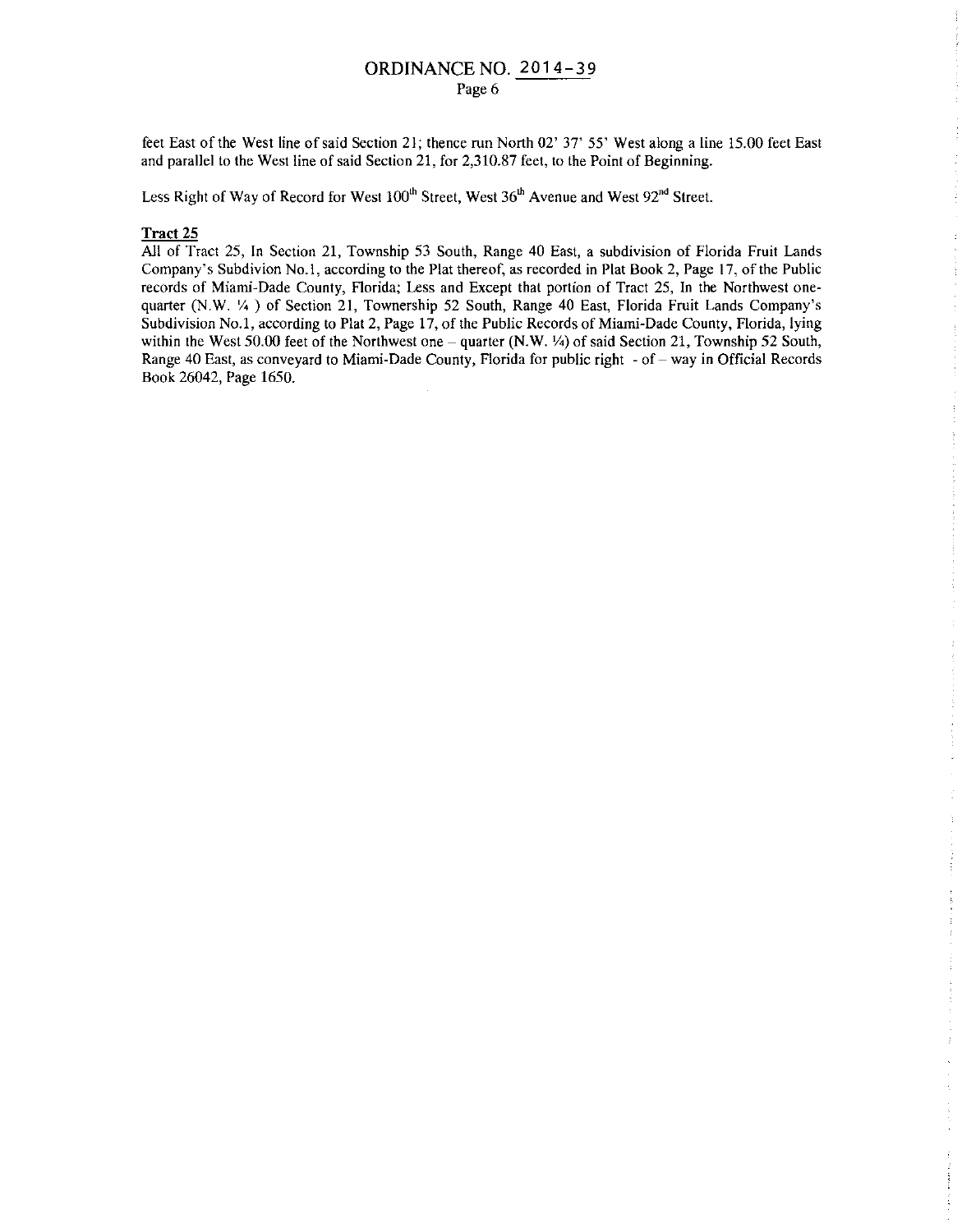feet East of the West line of said Section 21; thence run North 02' 37' 55' West along a line 15.00 feet East and parallel to the West line of said Section 21, for 2,310.87 feet, to the Point of Beginning.

Less Right of Way of Record for West 100th Street, West 36th Avenue and West 92nd Street.

**Tract 25**

All of Tract 25, In Section 21, Township 53 South, Range 40 East, a subdivision of Florida Fruit Lands Company's Subdivion No.1, according to the Plat thereof, as recorded in Plat Book 2, Page 17, of the Public records of Miami-Dade County, Florida; Less and Except that portion of Tract 25, In the Northwest one-quarter (N.W. ¼ ) of Section 21, Townership 52 South, Range 40 East, Florida Fruit Lands Company's Subdivision No.1, according to Plat 2, Page 17, of the Public Records of Miami-Dade County, Florida, lying within the West 50.00 feet of the Northwest one – quarter (N.W. ¼) of said Section 21, Township 52 South, Range 40 East, as conveyard to Miami-Dade County, Florida for public right - of – way in Official Records Book 26042, Page 1650.